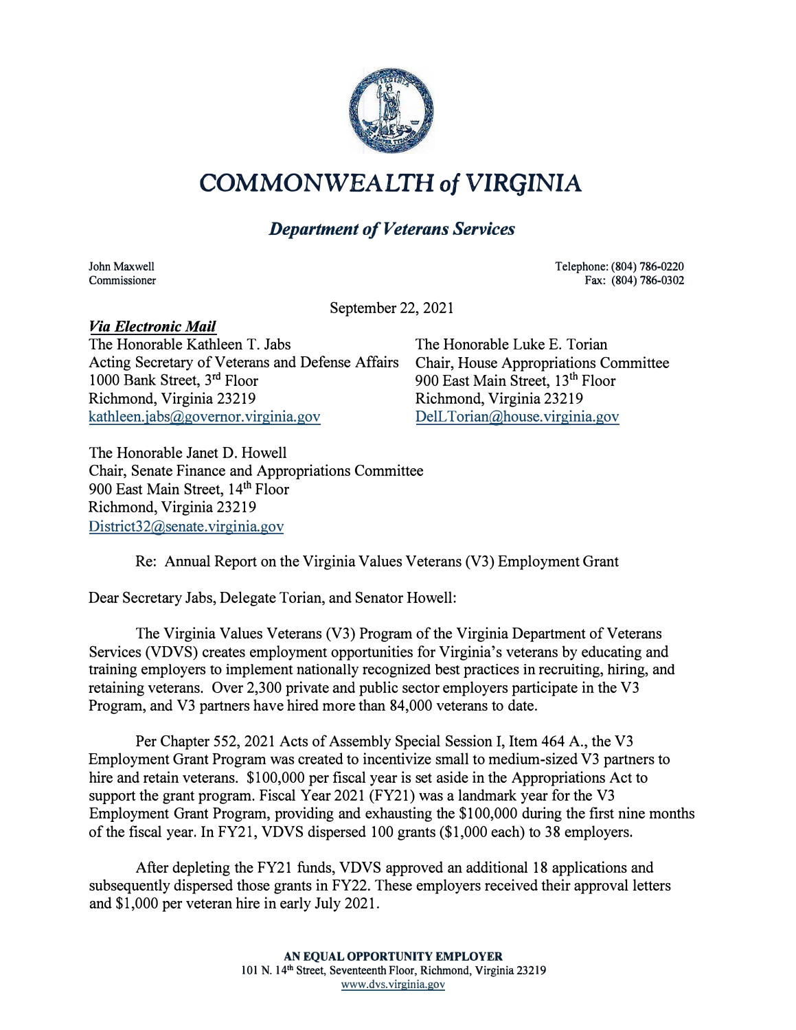# COMMONWEALTH of VIRGINIA

## *Department of Veterans Services*

John Maxwell
Commissioner

Telephone: (804) 786-0220
Fax: (804) 786-0302

September 22, 2021

***Via Electronic Mail***

The Honorable Kathleen T. Jabs
Acting Secretary of Veterans and Defense Affairs
1000 Bank Street, 3rd Floor
Richmond, Virginia 23219
kathleen.jabs@governor.virginia.gov

The Honorable Luke E. Torian
Chair, House Appropriations Committee
900 East Main Street, 13th Floor
Richmond, Virginia 23219
DelLTorian@house.virginia.gov

The Honorable Janet D. Howell
Chair, Senate Finance and Appropriations Committee
900 East Main Street, 14th Floor
Richmond, Virginia 23219
District32@senate.virginia.gov

Re: Annual Report on the Virginia Values Veterans (V3) Employment Grant

Dear Secretary Jabs, Delegate Torian, and Senator Howell:

The Virginia Values Veterans (V3) Program of the Virginia Department of Veterans Services (VDVS) creates employment opportunities for Virginia's veterans by educating and training employers to implement nationally recognized best practices in recruiting, hiring, and retaining veterans. Over 2,300 private and public sector employers participate in the V3 Program, and V3 partners have hired more than 84,000 veterans to date.

Per Chapter 552, 2021 Acts of Assembly Special Session I, Item 464 A., the V3 Employment Grant Program was created to incentivize small to medium-sized V3 partners to hire and retain veterans. $100,000 per fiscal year is set aside in the Appropriations Act to support the grant program. Fiscal Year 2021 (FY21) was a landmark year for the V3 Employment Grant Program, providing and exhausting the $100,000 during the first nine months of the fiscal year. In FY21, VDVS dispersed 100 grants ($1,000 each) to 38 employers.

After depleting the FY21 funds, VDVS approved an additional 18 applications and subsequently dispersed those grants in FY22. These employers received their approval letters and $1,000 per veteran hire in early July 2021.

**AN EQUAL OPPORTUNITY EMPLOYER**
101 N. 14th Street, Seventeenth Floor, Richmond, Virginia 23219
www.dvs.virginia.gov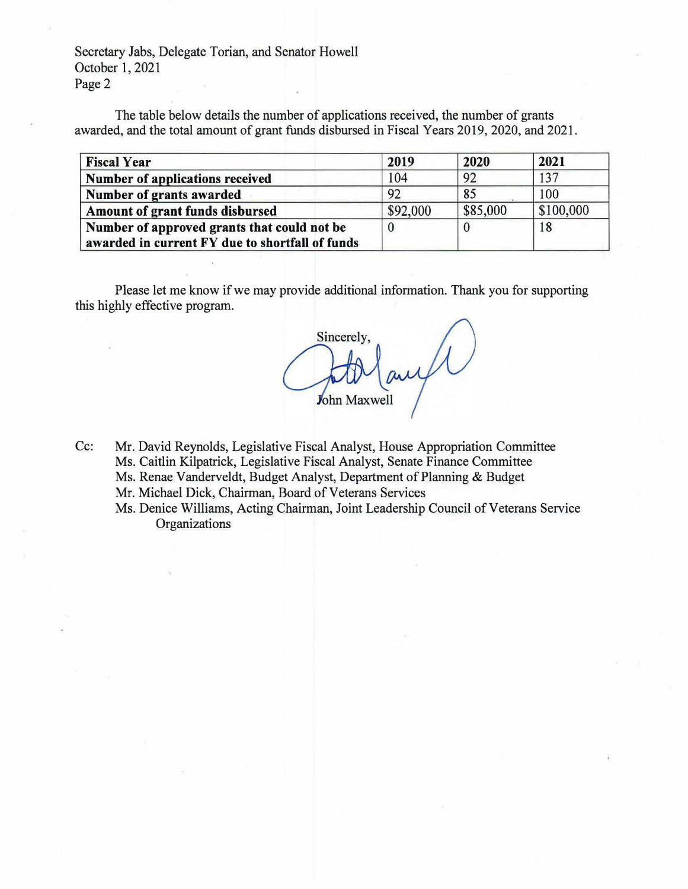Secretary Jabs, Delegate Torian, and Senator Howell
October 1, 2021
Page 2

The table below details the number of applications received, the number of grants awarded, and the total amount of grant funds disbursed in Fiscal Years 2019, 2020, and 2021.

| **Fiscal Year** | **2019** | **2020** | **2021** |
|---|---|---|---|
| **Number of applications received** | 104 | 92 | 137 |
| **Number of grants awarded** | 92 | 85 | 100 |
| **Amount of grant funds disbursed** | \$92,000 | \$85,000 | \$100,000 |
| **Number of approved grants that could not be awarded in current FY due to shortfall of funds** | 0 | 0 | 18 |

Please let me know if we may provide additional information. Thank you for supporting this highly effective program.

Sincerely,

John Maxwell

Cc: Mr. David Reynolds, Legislative Fiscal Analyst, House Appropriation Committee
Ms. Caitlin Kilpatrick, Legislative Fiscal Analyst, Senate Finance Committee
Ms. Renae Vanderveldt, Budget Analyst, Department of Planning & Budget
Mr. Michael Dick, Chairman, Board of Veterans Services
Ms. Denice Williams, Acting Chairman, Joint Leadership Council of Veterans Service Organizations